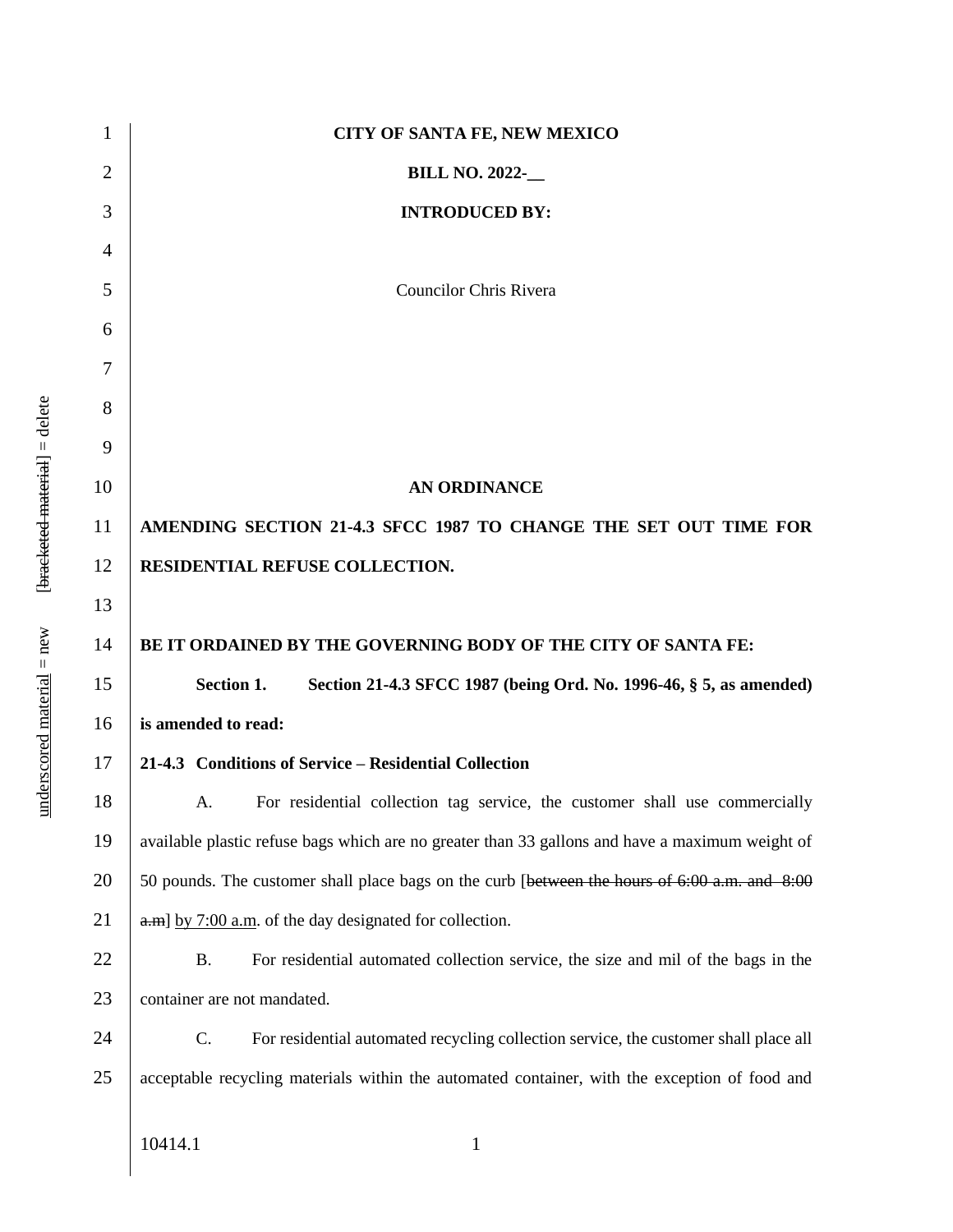**CITY OF SANTA FE, NEW MEXICO**

**BILL NO. 2022-__**

**INTRODUCED BY:**

Councilor Chris Rivera

**AN ORDINANCE**

**AMENDING SECTION 21-4.3 SFCC 1987 TO CHANGE THE SET OUT TIME FOR RESIDENTIAL REFUSE COLLECTION.**

**BE IT ORDAINED BY THE GOVERNING BODY OF THE CITY OF SANTA FE:**

**Section 1. Section 21-4.3 SFCC 1987 (being Ord. No. 1996-46, § 5, as amended) is amended to read:**

**21-4.3 Conditions of Service – Residential Collection**

A. For residential collection tag service, the customer shall use commercially available plastic refuse bags which are no greater than 33 gallons and have a maximum weight of 50 pounds. The customer shall place bags on the curb [~~between the hours of 6:00 a.m. and 8:00 a.m~~] <u>by 7:00 a.m</u>. of the day designated for collection.

B. For residential automated collection service, the size and mil of the bags in the container are not mandated.

C. For residential automated recycling collection service, the customer shall place all acceptable recycling materials within the automated container, with the exception of food and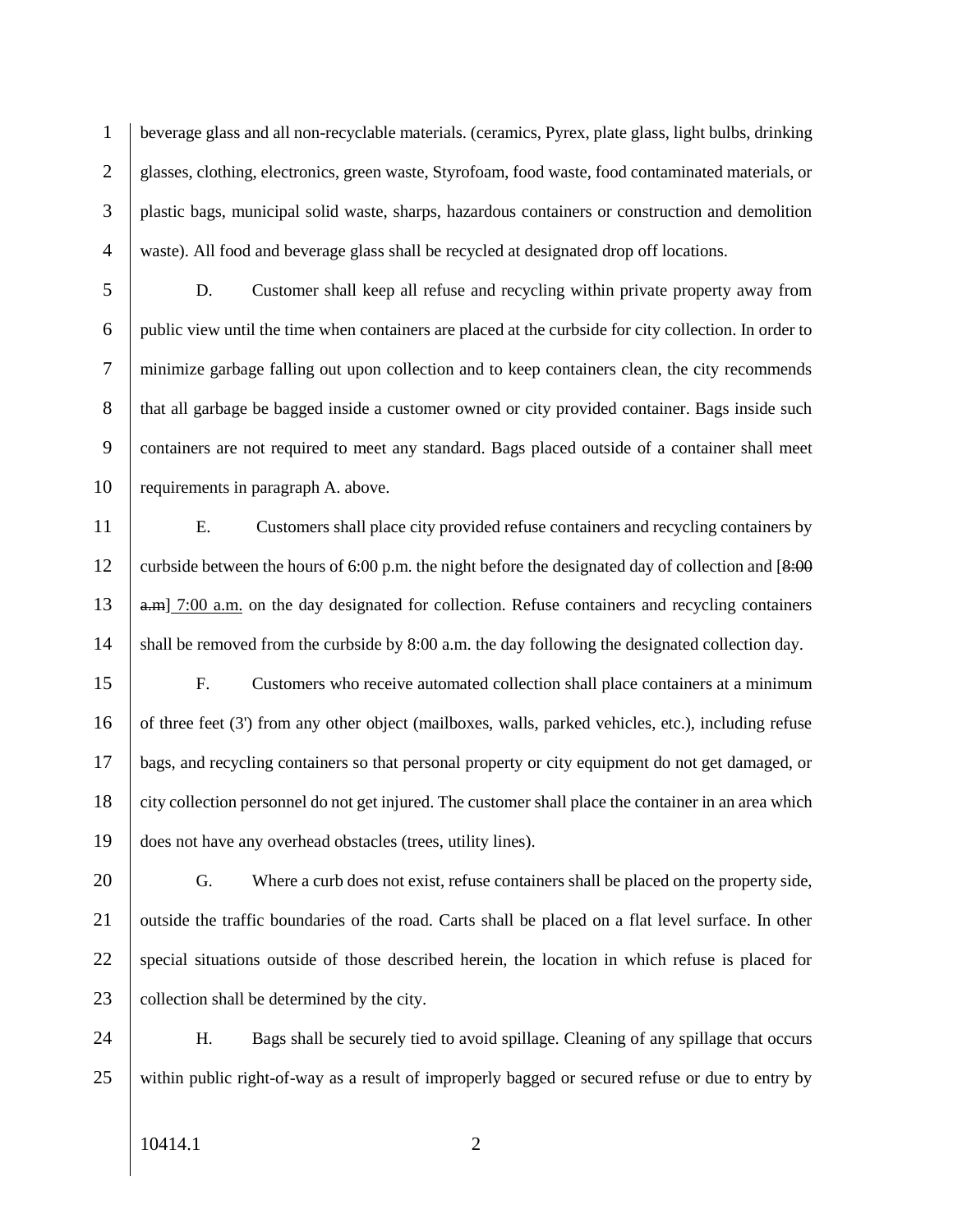beverage glass and all non-recyclable materials. (ceramics, Pyrex, plate glass, light bulbs, drinking glasses, clothing, electronics, green waste, Styrofoam, food waste, food contaminated materials, or plastic bags, municipal solid waste, sharps, hazardous containers or construction and demolition waste). All food and beverage glass shall be recycled at designated drop off locations.

D. Customer shall keep all refuse and recycling within private property away from public view until the time when containers are placed at the curbside for city collection. In order to minimize garbage falling out upon collection and to keep containers clean, the city recommends that all garbage be bagged inside a customer owned or city provided container. Bags inside such containers are not required to meet any standard. Bags placed outside of a container shall meet requirements in paragraph A. above.

E. Customers shall place city provided refuse containers and recycling containers by curbside between the hours of 6:00 p.m. the night before the designated day of collection and [~~8:00 a.m~~] 7:00 a.m. on the day designated for collection. Refuse containers and recycling containers shall be removed from the curbside by 8:00 a.m. the day following the designated collection day.

F. Customers who receive automated collection shall place containers at a minimum of three feet (3') from any other object (mailboxes, walls, parked vehicles, etc.), including refuse bags, and recycling containers so that personal property or city equipment do not get damaged, or city collection personnel do not get injured. The customer shall place the container in an area which does not have any overhead obstacles (trees, utility lines).

G. Where a curb does not exist, refuse containers shall be placed on the property side, outside the traffic boundaries of the road. Carts shall be placed on a flat level surface. In other special situations outside of those described herein, the location in which refuse is placed for collection shall be determined by the city.

H. Bags shall be securely tied to avoid spillage. Cleaning of any spillage that occurs within public right-of-way as a result of improperly bagged or secured refuse or due to entry by

10414.1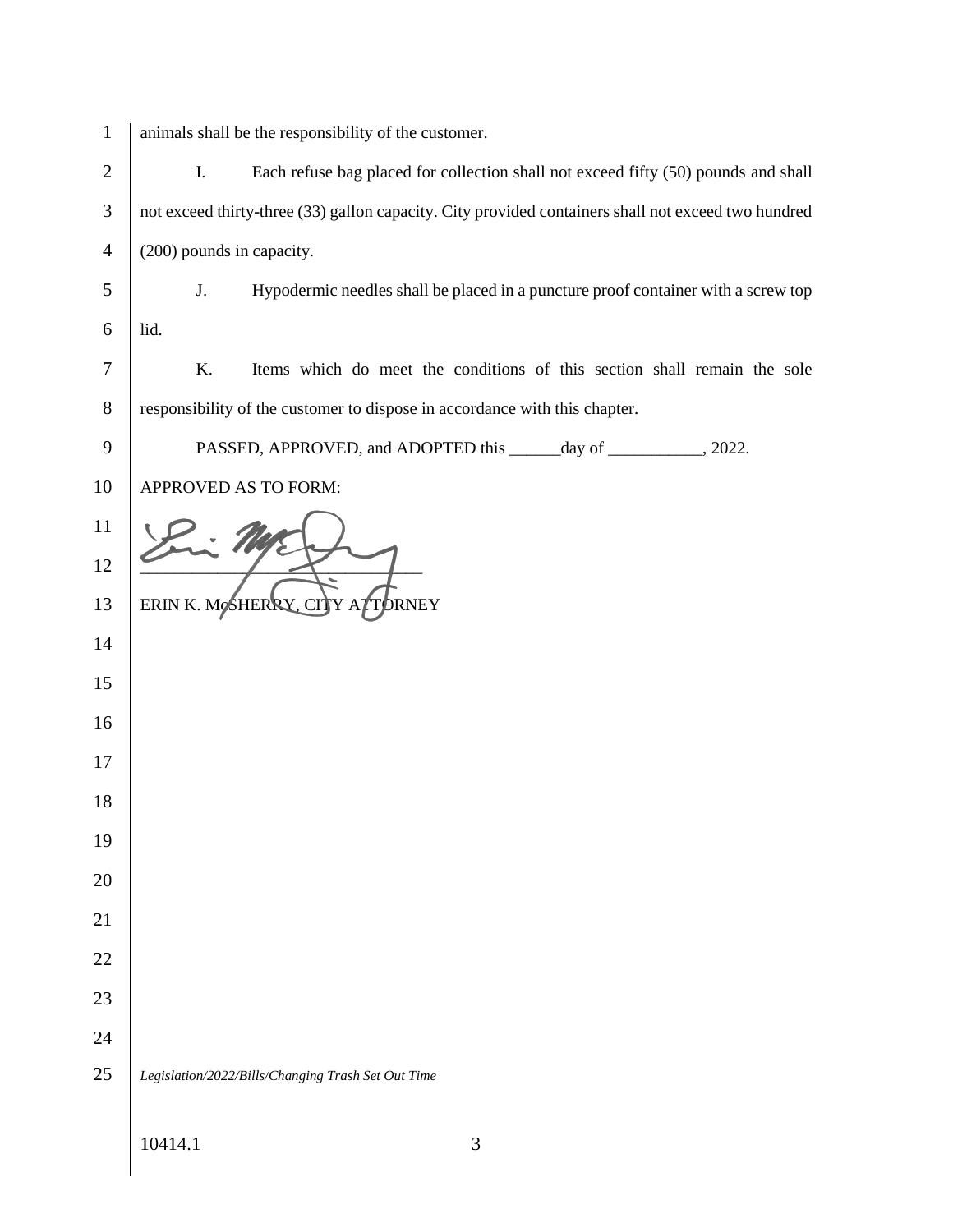animals shall be the responsibility of the customer.

I. Each refuse bag placed for collection shall not exceed fifty (50) pounds and shall not exceed thirty-three (33) gallon capacity. City provided containers shall not exceed two hundred (200) pounds in capacity.

J. Hypodermic needles shall be placed in a puncture proof container with a screw top lid.

K. Items which do meet the conditions of this section shall remain the sole responsibility of the customer to dispose in accordance with this chapter.

PASSED, APPROVED, and ADOPTED this ______day of ___________, 2022.

APPROVED AS TO FORM:

_________________________________

ERIN K. McSHERRY, CITY ATTORNEY

*Legislation/2022/Bills/Changing Trash Set Out Time*

10414.1